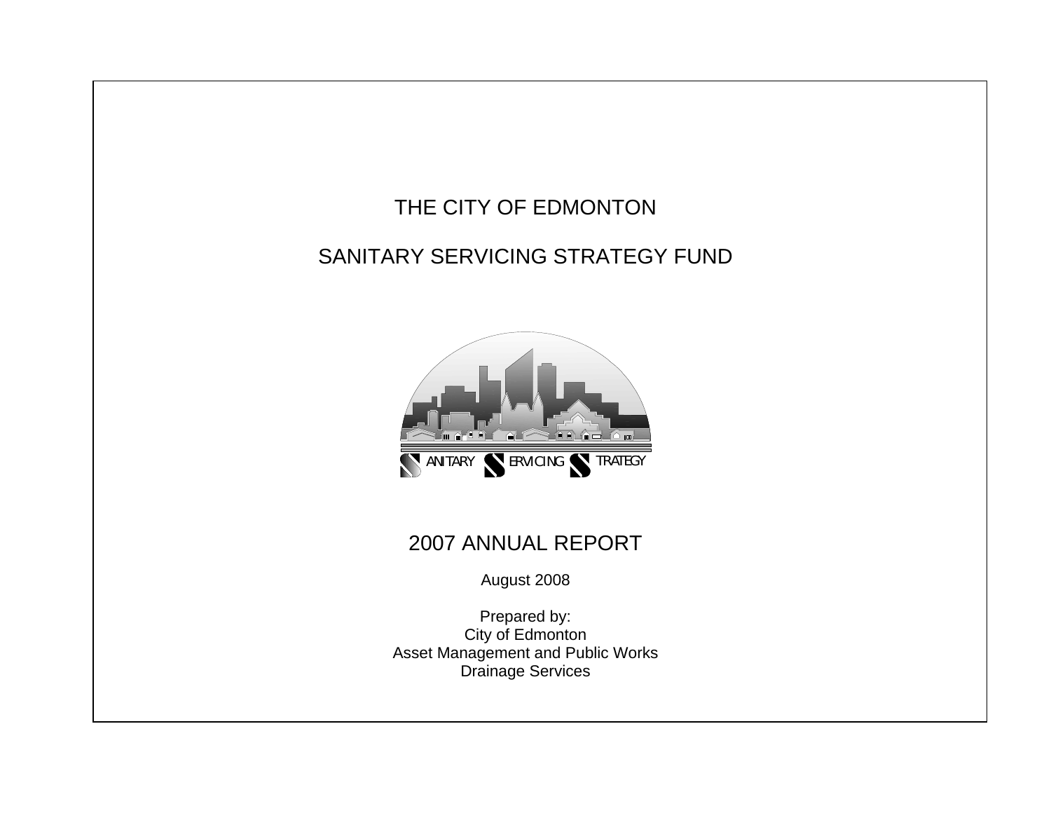# THE CITY OF EDMONTON

# SANITARY SERVICING STRATEGY FUND

SANITARY SERVICING STRATEGY

## 2007 ANNUAL REPORT

August 2008

Prepared by:
City of Edmonton
Asset Management and Public Works
Drainage Services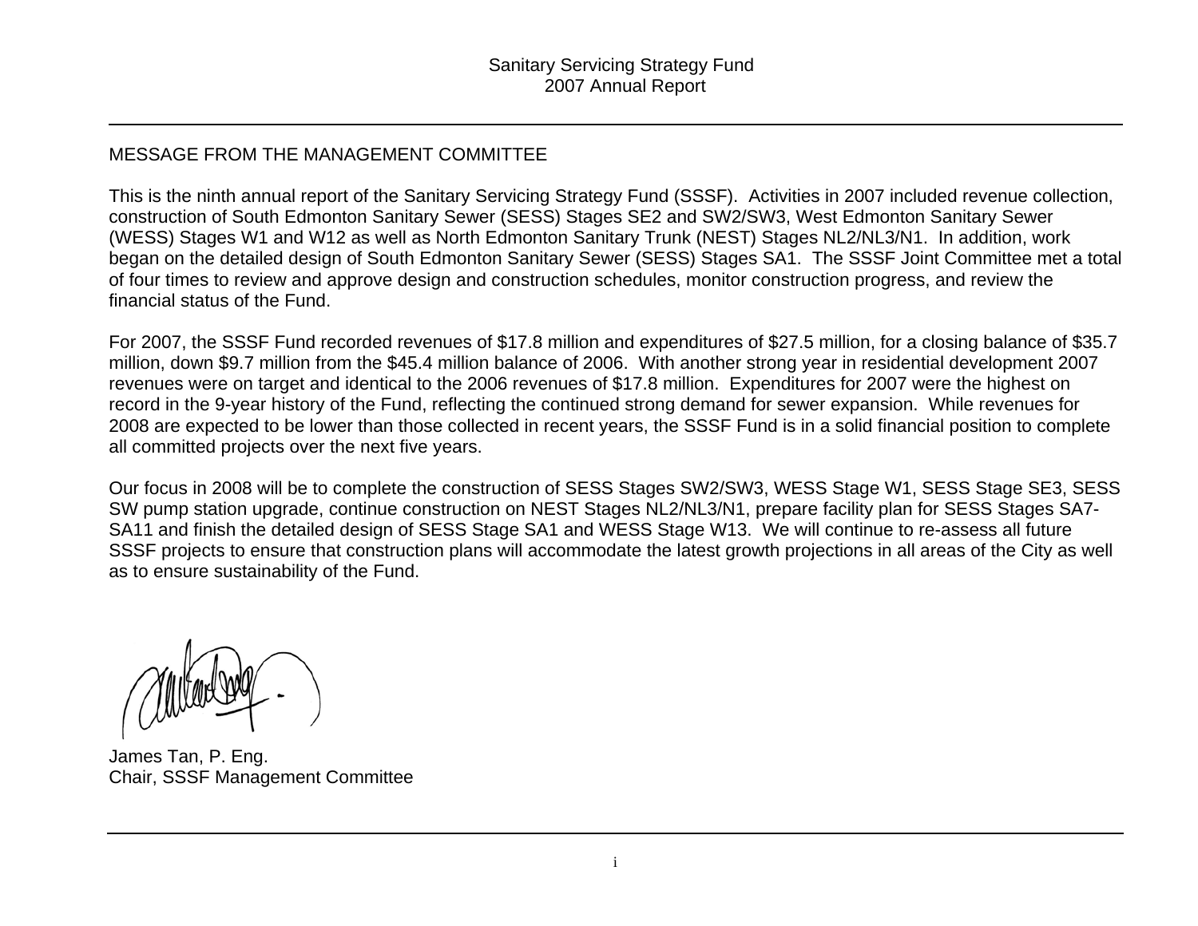Sanitary Servicing Strategy Fund
2007 Annual Report

## MESSAGE FROM THE MANAGEMENT COMMITTEE

This is the ninth annual report of the Sanitary Servicing Strategy Fund (SSSF). Activities in 2007 included revenue collection, construction of South Edmonton Sanitary Sewer (SESS) Stages SE2 and SW2/SW3, West Edmonton Sanitary Sewer (WESS) Stages W1 and W12 as well as North Edmonton Sanitary Trunk (NEST) Stages NL2/NL3/N1. In addition, work began on the detailed design of South Edmonton Sanitary Sewer (SESS) Stages SA1. The SSSF Joint Committee met a total of four times to review and approve design and construction schedules, monitor construction progress, and review the financial status of the Fund.

For 2007, the SSSF Fund recorded revenues of $17.8 million and expenditures of $27.5 million, for a closing balance of $35.7 million, down $9.7 million from the $45.4 million balance of 2006. With another strong year in residential development 2007 revenues were on target and identical to the 2006 revenues of $17.8 million. Expenditures for 2007 were the highest on record in the 9-year history of the Fund, reflecting the continued strong demand for sewer expansion. While revenues for 2008 are expected to be lower than those collected in recent years, the SSSF Fund is in a solid financial position to complete all committed projects over the next five years.

Our focus in 2008 will be to complete the construction of SESS Stages SW2/SW3, WESS Stage W1, SESS Stage SE3, SESS SW pump station upgrade, continue construction on NEST Stages NL2/NL3/N1, prepare facility plan for SESS Stages SA7-SA11 and finish the detailed design of SESS Stage SA1 and WESS Stage W13. We will continue to re-assess all future SSSF projects to ensure that construction plans will accommodate the latest growth projections in all areas of the City as well as to ensure sustainability of the Fund.

James Tan, P. Eng.
Chair, SSSF Management Committee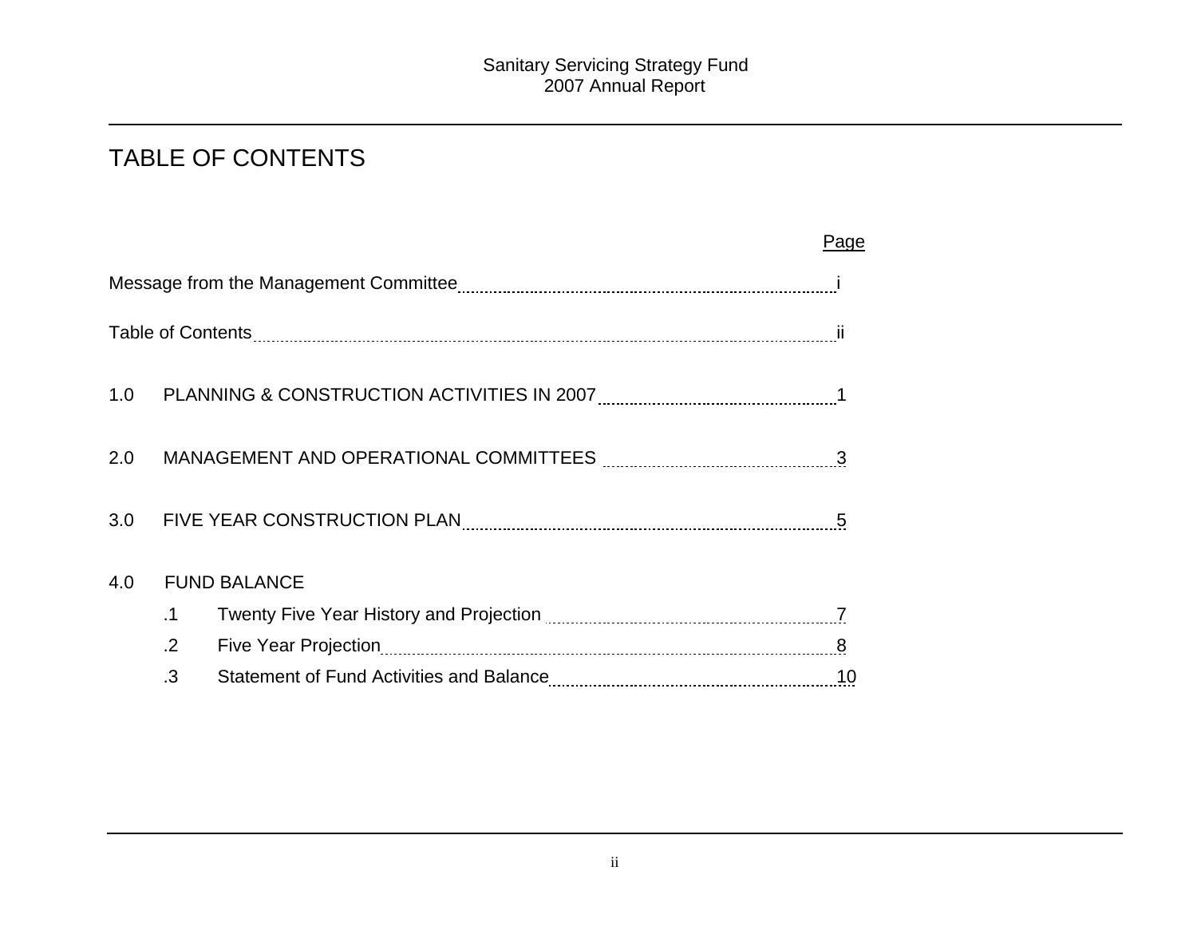# TABLE OF CONTENTS

| | | Page |
|---|---|---|
| Message from the Management Committee | | i |
| Table of Contents | | ii |
| 1.0 | PLANNING & CONSTRUCTION ACTIVITIES IN 2007 | 1 |
| 2.0 | MANAGEMENT AND OPERATIONAL COMMITTEES | 3 |
| 3.0 | FIVE YEAR CONSTRUCTION PLAN | 5 |
| 4.0 | FUND BALANCE | |
| | .1 Twenty Five Year History and Projection | 7 |
| | .2 Five Year Projection | 8 |
| | .3 Statement of Fund Activities and Balance | 10 |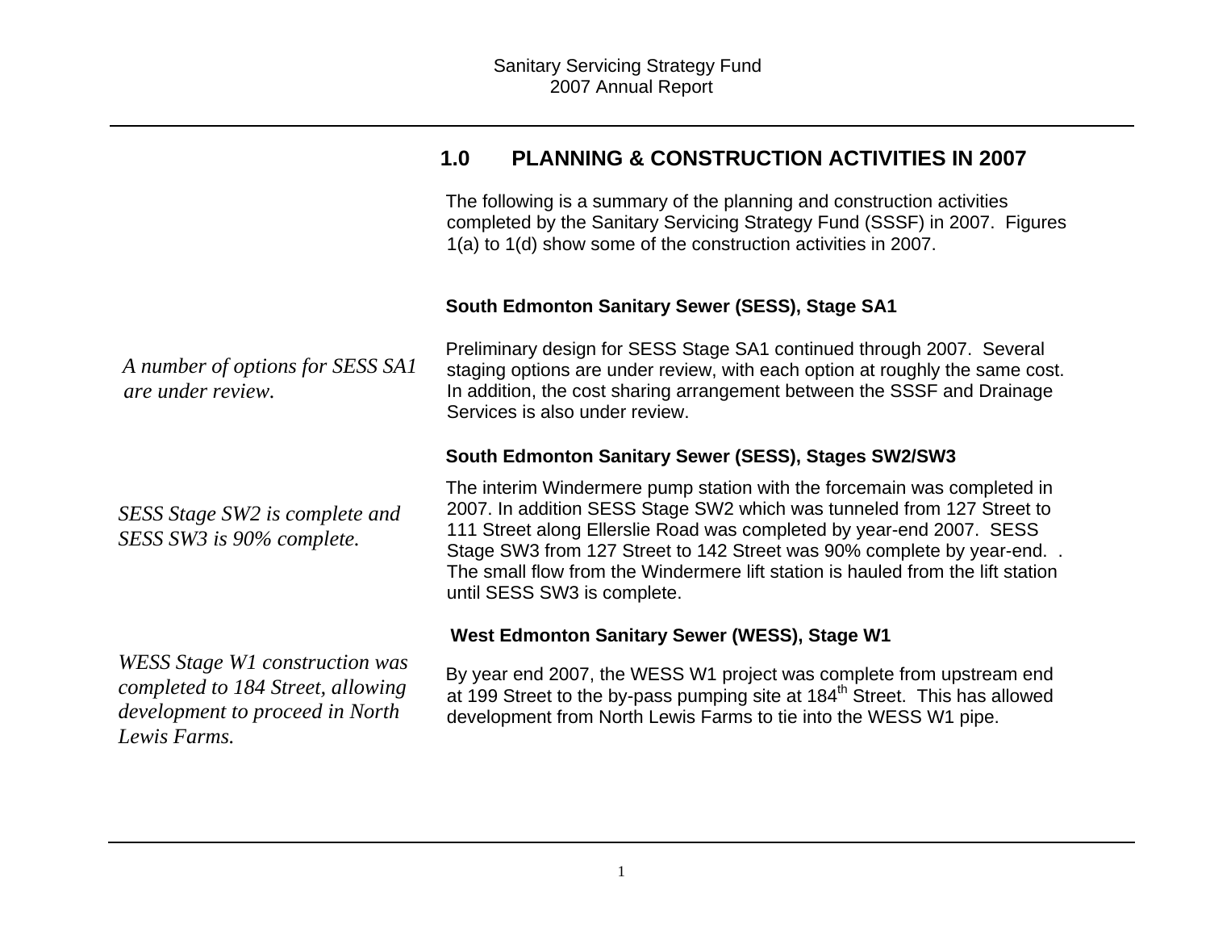## 1.0 PLANNING & CONSTRUCTION ACTIVITIES IN 2007

The following is a summary of the planning and construction activities completed by the Sanitary Servicing Strategy Fund (SSSF) in 2007. Figures 1(a) to 1(d) show some of the construction activities in 2007.

**South Edmonton Sanitary Sewer (SESS), Stage SA1**

*A number of options for SESS SA1 are under review.*

Preliminary design for SESS Stage SA1 continued through 2007. Several staging options are under review, with each option at roughly the same cost. In addition, the cost sharing arrangement between the SSSF and Drainage Services is also under review.

**South Edmonton Sanitary Sewer (SESS), Stages SW2/SW3**

*SESS Stage SW2 is complete and SESS SW3 is 90% complete.*

The interim Windermere pump station with the forcemain was completed in 2007. In addition SESS Stage SW2 which was tunneled from 127 Street to 111 Street along Ellerslie Road was completed by year-end 2007. SESS Stage SW3 from 127 Street to 142 Street was 90% complete by year-end. . The small flow from the Windermere lift station is hauled from the lift station until SESS SW3 is complete.

**West Edmonton Sanitary Sewer (WESS), Stage W1**

*WESS Stage W1 construction was completed to 184 Street, allowing development to proceed in North Lewis Farms.*

By year end 2007, the WESS W1 project was complete from upstream end at 199 Street to the by-pass pumping site at 184th Street. This has allowed development from North Lewis Farms to tie into the WESS W1 pipe.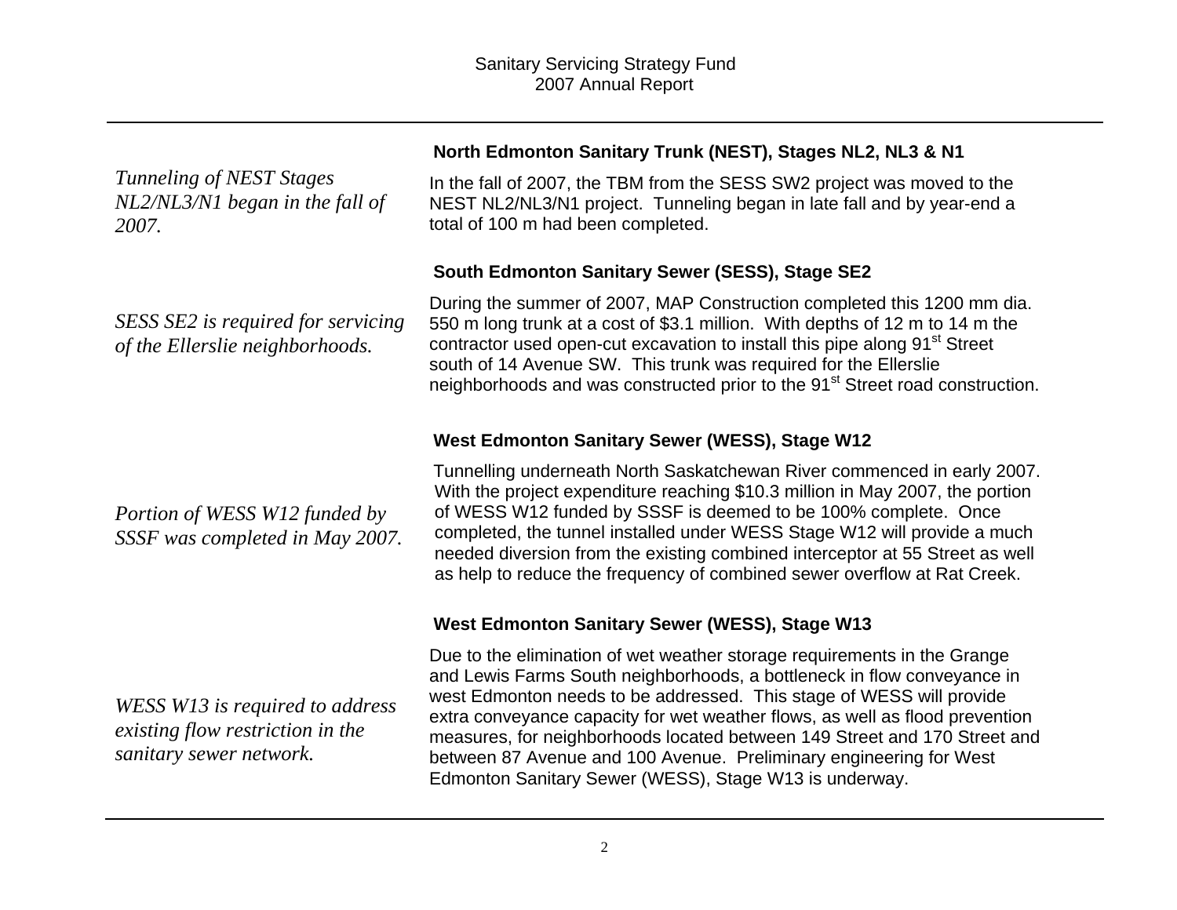### North Edmonton Sanitary Trunk (NEST), Stages NL2, NL3 & N1

*Tunneling of NEST Stages NL2/NL3/N1 began in the fall of 2007.*

In the fall of 2007, the TBM from the SESS SW2 project was moved to the NEST NL2/NL3/N1 project. Tunneling began in late fall and by year-end a total of 100 m had been completed.

### South Edmonton Sanitary Sewer (SESS), Stage SE2

*SESS SE2 is required for servicing of the Ellerslie neighborhoods.*

During the summer of 2007, MAP Construction completed this 1200 mm dia. 550 m long trunk at a cost of $3.1 million. With depths of 12 m to 14 m the contractor used open-cut excavation to install this pipe along 91st Street south of 14 Avenue SW. This trunk was required for the Ellerslie neighborhoods and was constructed prior to the 91st Street road construction.

### West Edmonton Sanitary Sewer (WESS), Stage W12

*Portion of WESS W12 funded by SSSF was completed in May 2007.*

Tunnelling underneath North Saskatchewan River commenced in early 2007. With the project expenditure reaching $10.3 million in May 2007, the portion of WESS W12 funded by SSSF is deemed to be 100% complete. Once completed, the tunnel installed under WESS Stage W12 will provide a much needed diversion from the existing combined interceptor at 55 Street as well as help to reduce the frequency of combined sewer overflow at Rat Creek.

### West Edmonton Sanitary Sewer (WESS), Stage W13

*WESS W13 is required to address existing flow restriction in the sanitary sewer network.*

Due to the elimination of wet weather storage requirements in the Grange and Lewis Farms South neighborhoods, a bottleneck in flow conveyance in west Edmonton needs to be addressed. This stage of WESS will provide extra conveyance capacity for wet weather flows, as well as flood prevention measures, for neighborhoods located between 149 Street and 170 Street and between 87 Avenue and 100 Avenue. Preliminary engineering for West Edmonton Sanitary Sewer (WESS), Stage W13 is underway.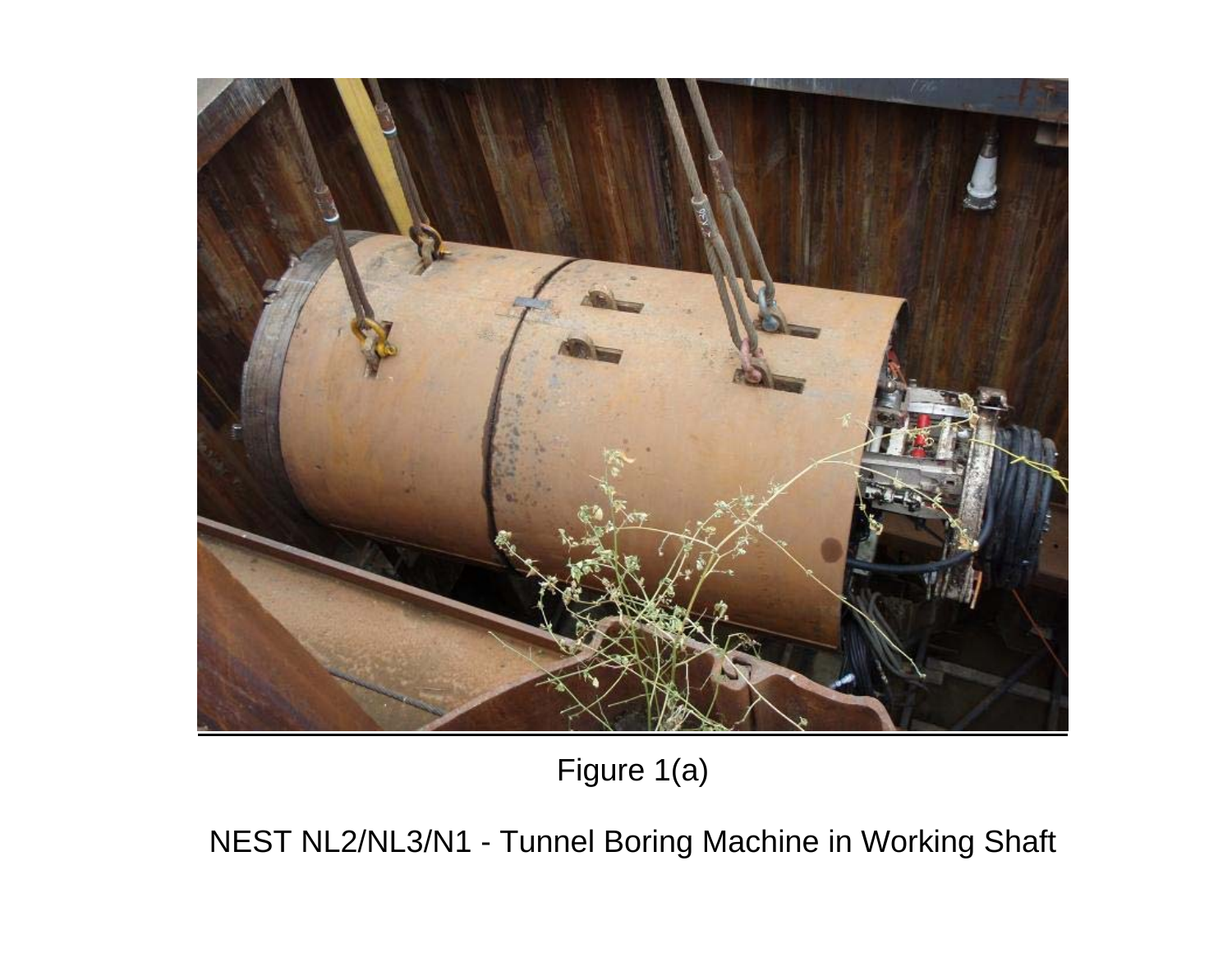Figure 1(a)

NEST NL2/NL3/N1 - Tunnel Boring Machine in Working Shaft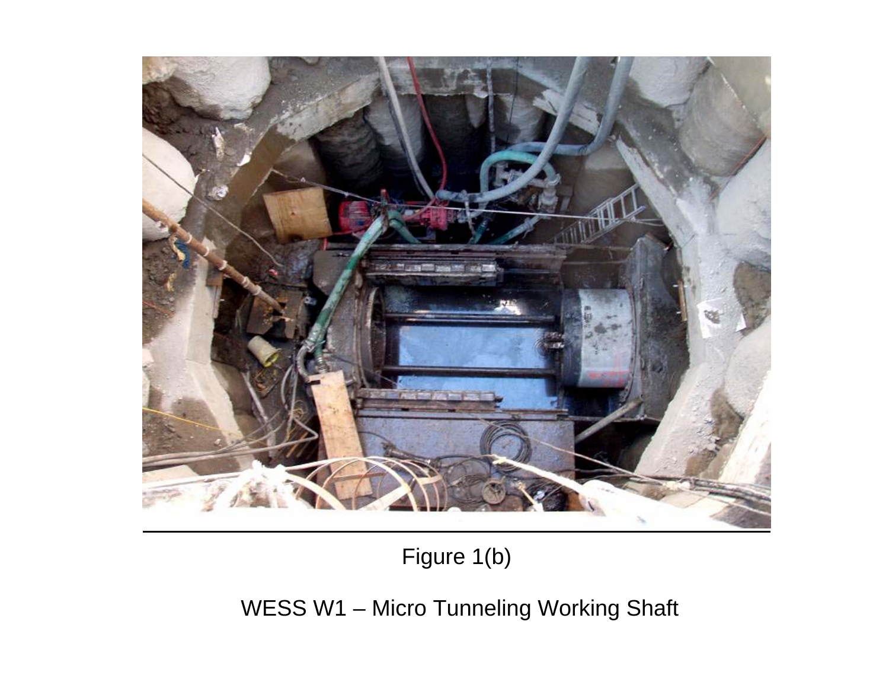Figure 1(b)

WESS W1 – Micro Tunneling Working Shaft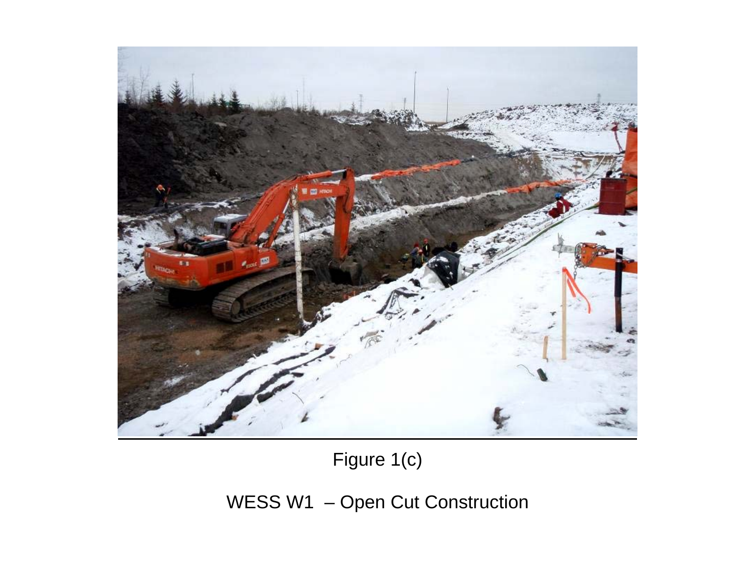Figure 1(c)

WESS W1 – Open Cut Construction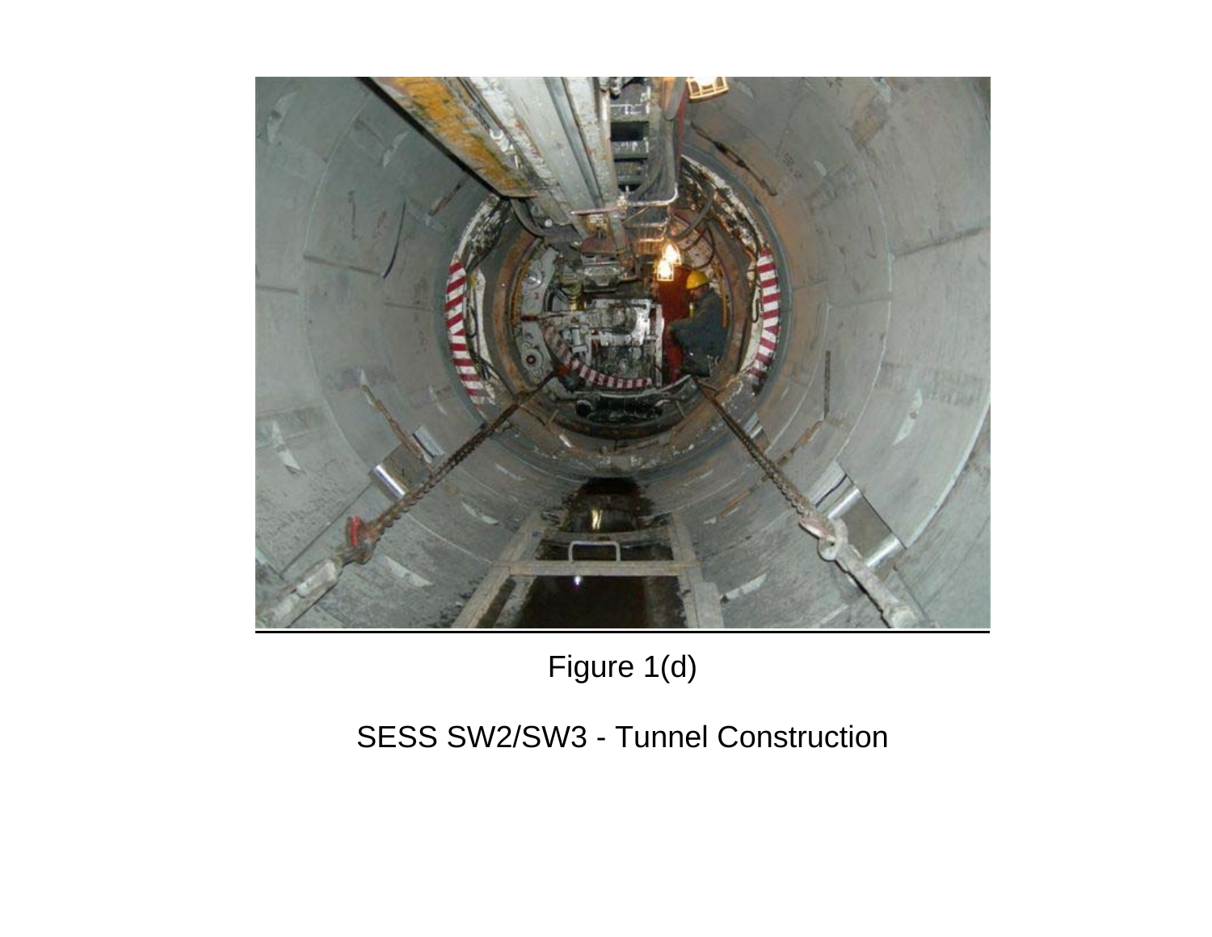Figure 1(d)

SESS SW2/SW3 - Tunnel Construction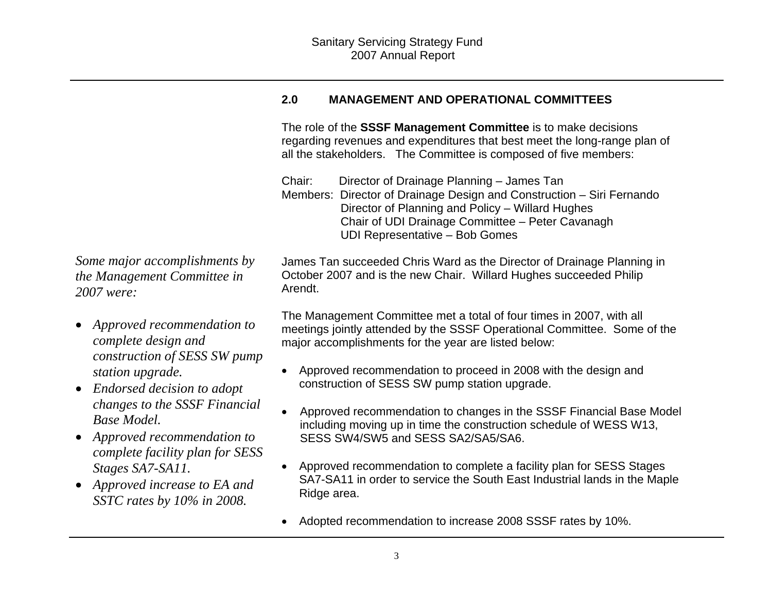## 2.0 MANAGEMENT AND OPERATIONAL COMMITTEES

The role of the **SSSF Management Committee** is to make decisions regarding revenues and expenditures that best meet the long-range plan of all the stakeholders. The Committee is composed of five members:

Chair: Director of Drainage Planning – James Tan
Members: Director of Drainage Design and Construction – Siri Fernando
Director of Planning and Policy – Willard Hughes
Chair of UDI Drainage Committee – Peter Cavanagh
UDI Representative – Bob Gomes

*Some major accomplishments by the Management Committee in 2007 were:*

- *Approved recommendation to complete design and construction of SESS SW pump station upgrade.*
- *Endorsed decision to adopt changes to the SSSF Financial Base Model.*
- *Approved recommendation to complete facility plan for SESS Stages SA7-SA11.*
- *Approved increase to EA and SSTC rates by 10% in 2008.*

James Tan succeeded Chris Ward as the Director of Drainage Planning in October 2007 and is the new Chair. Willard Hughes succeeded Philip Arendt.

The Management Committee met a total of four times in 2007, with all meetings jointly attended by the SSSF Operational Committee. Some of the major accomplishments for the year are listed below:

- Approved recommendation to proceed in 2008 with the design and construction of SESS SW pump station upgrade.
- Approved recommendation to changes in the SSSF Financial Base Model including moving up in time the construction schedule of WESS W13, SESS SW4/SW5 and SESS SA2/SA5/SA6.
- Approved recommendation to complete a facility plan for SESS Stages SA7-SA11 in order to service the South East Industrial lands in the Maple Ridge area.
- Adopted recommendation to increase 2008 SSSF rates by 10%.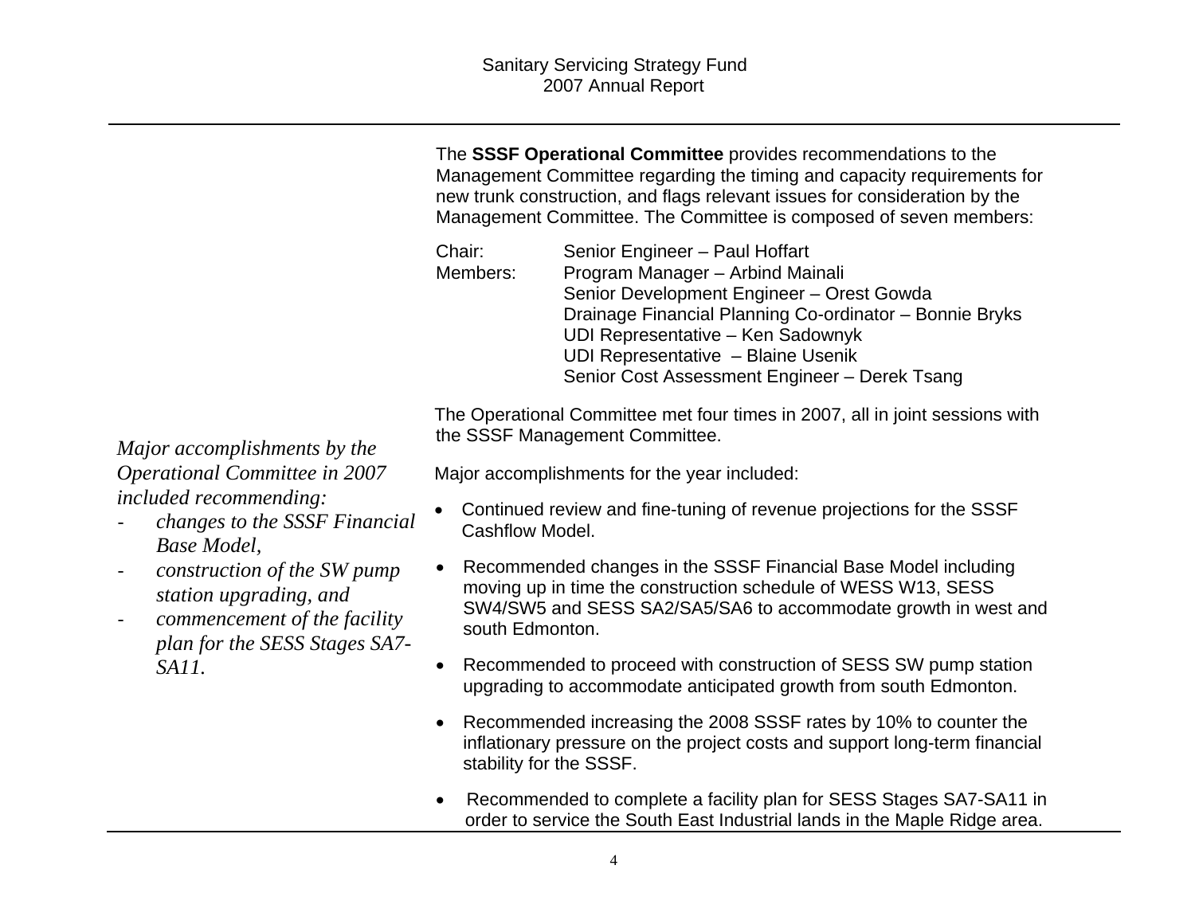The **SSSF Operational Committee** provides recommendations to the Management Committee regarding the timing and capacity requirements for new trunk construction, and flags relevant issues for consideration by the Management Committee. The Committee is composed of seven members:

| | |
|---|---|
| Chair: | Senior Engineer – Paul Hoffart |
| Members: | Program Manager – Arbind Mainali |
| | Senior Development Engineer – Orest Gowda |
| | Drainage Financial Planning Co-ordinator – Bonnie Bryks |
| | UDI Representative – Ken Sadownyk |
| | UDI Representative – Blaine Usenik |
| | Senior Cost Assessment Engineer – Derek Tsang |

The Operational Committee met four times in 2007, all in joint sessions with the SSSF Management Committee.

*Major accomplishments by the Operational Committee in 2007 included recommending:*

- *changes to the SSSF Financial Base Model,*
- *construction of the SW pump station upgrading, and*
- *commencement of the facility plan for the SESS Stages SA7-SA11.*

Major accomplishments for the year included:

- Continued review and fine-tuning of revenue projections for the SSSF Cashflow Model.
- Recommended changes in the SSSF Financial Base Model including moving up in time the construction schedule of WESS W13, SESS SW4/SW5 and SESS SA2/SA5/SA6 to accommodate growth in west and south Edmonton.
- Recommended to proceed with construction of SESS SW pump station upgrading to accommodate anticipated growth from south Edmonton.
- Recommended increasing the 2008 SSSF rates by 10% to counter the inflationary pressure on the project costs and support long-term financial stability for the SSSF.
- Recommended to complete a facility plan for SESS Stages SA7-SA11 in order to service the South East Industrial lands in the Maple Ridge area.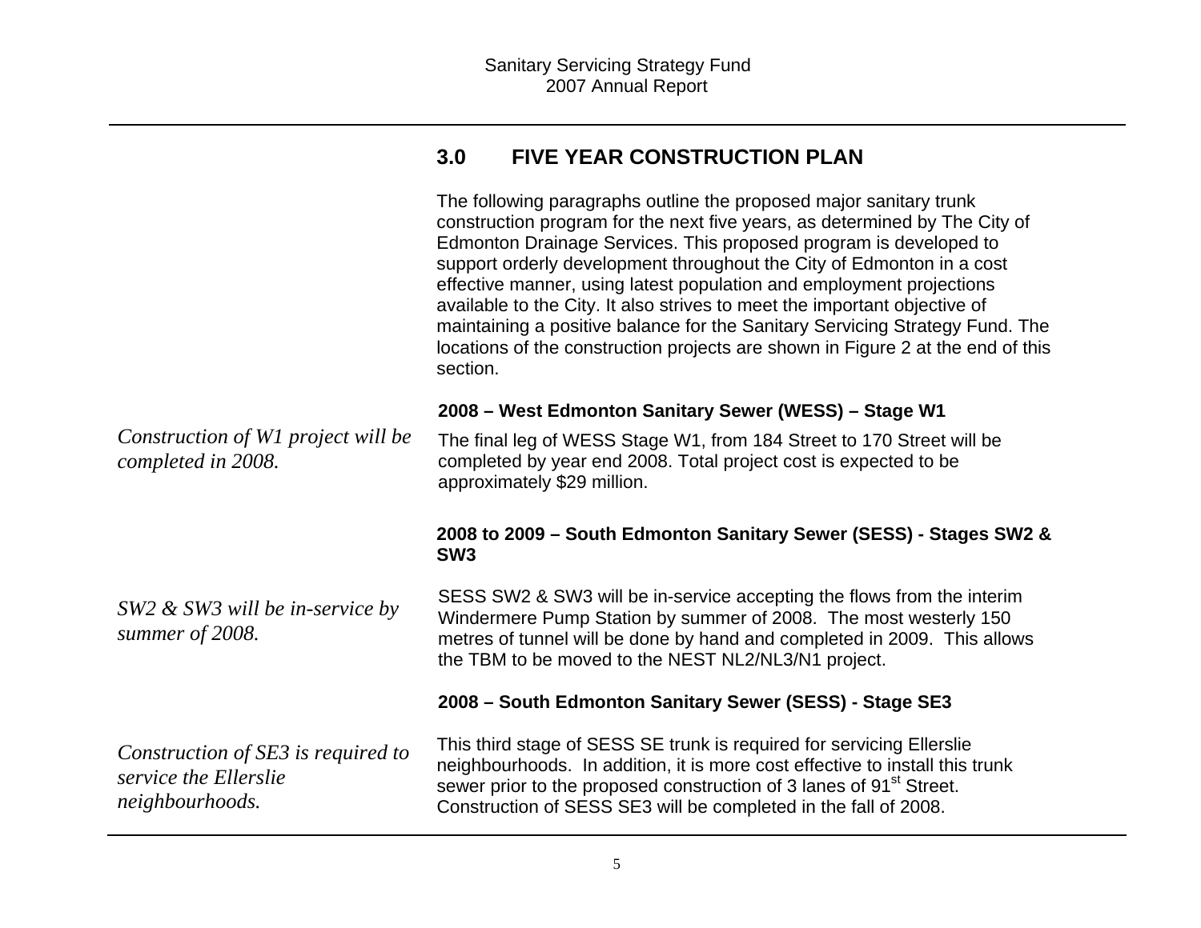## 3.0 FIVE YEAR CONSTRUCTION PLAN

The following paragraphs outline the proposed major sanitary trunk construction program for the next five years, as determined by The City of Edmonton Drainage Services. This proposed program is developed to support orderly development throughout the City of Edmonton in a cost effective manner, using latest population and employment projections available to the City. It also strives to meet the important objective of maintaining a positive balance for the Sanitary Servicing Strategy Fund. The locations of the construction projects are shown in Figure 2 at the end of this section.

### 2008 – West Edmonton Sanitary Sewer (WESS) – Stage W1

*Construction of W1 project will be completed in 2008.*

The final leg of WESS Stage W1, from 184 Street to 170 Street will be completed by year end 2008. Total project cost is expected to be approximately $29 million.

### 2008 to 2009 – South Edmonton Sanitary Sewer (SESS) - Stages SW2 & SW3

*SW2 & SW3 will be in-service by summer of 2008.*

SESS SW2 & SW3 will be in-service accepting the flows from the interim Windermere Pump Station by summer of 2008. The most westerly 150 metres of tunnel will be done by hand and completed in 2009. This allows the TBM to be moved to the NEST NL2/NL3/N1 project.

### 2008 – South Edmonton Sanitary Sewer (SESS) - Stage SE3

*Construction of SE3 is required to service the Ellerslie neighbourhoods.*

This third stage of SESS SE trunk is required for servicing Ellerslie neighbourhoods. In addition, it is more cost effective to install this trunk sewer prior to the proposed construction of 3 lanes of 91st Street. Construction of SESS SE3 will be completed in the fall of 2008.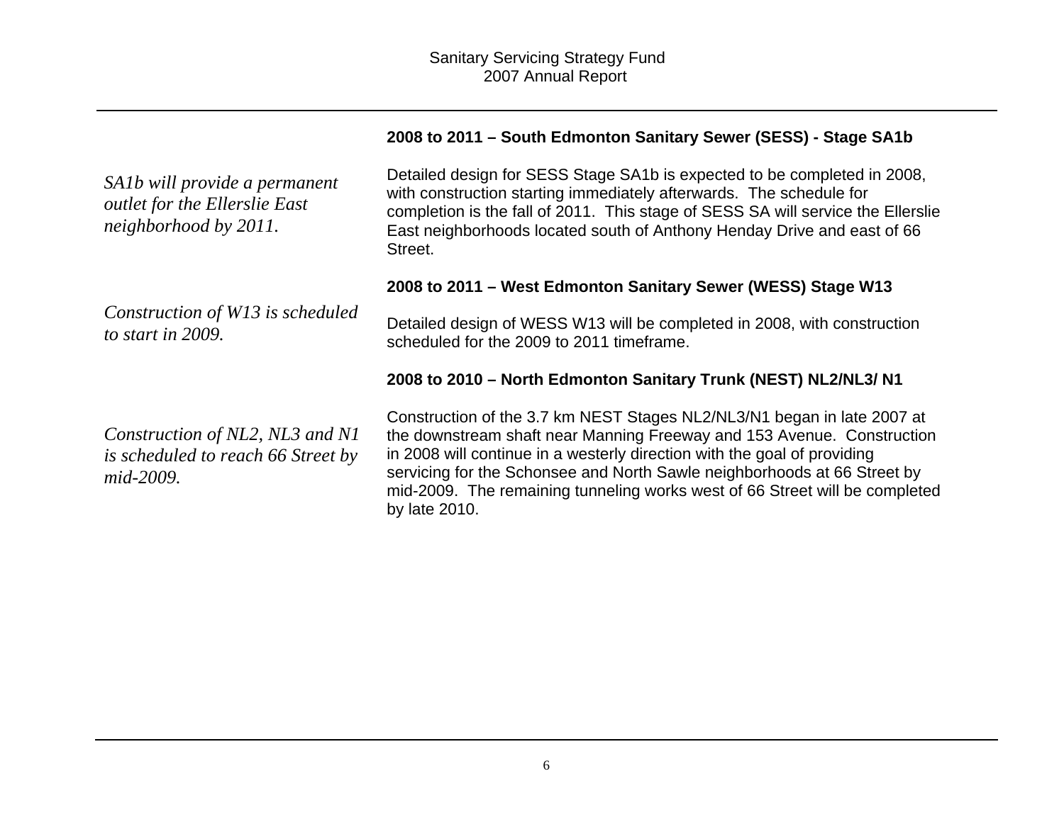### 2008 to 2011 – South Edmonton Sanitary Sewer (SESS) - Stage SA1b

*SA1b will provide a permanent outlet for the Ellerslie East neighborhood by 2011.*

Detailed design for SESS Stage SA1b is expected to be completed in 2008, with construction starting immediately afterwards. The schedule for completion is the fall of 2011. This stage of SESS SA will service the Ellerslie East neighborhoods located south of Anthony Henday Drive and east of 66 Street.

### 2008 to 2011 – West Edmonton Sanitary Sewer (WESS) Stage W13

*Construction of W13 is scheduled to start in 2009.*

Detailed design of WESS W13 will be completed in 2008, with construction scheduled for the 2009 to 2011 timeframe.

### 2008 to 2010 – North Edmonton Sanitary Trunk (NEST) NL2/NL3/ N1

*Construction of NL2, NL3 and N1 is scheduled to reach 66 Street by mid-2009.*

Construction of the 3.7 km NEST Stages NL2/NL3/N1 began in late 2007 at the downstream shaft near Manning Freeway and 153 Avenue. Construction in 2008 will continue in a westerly direction with the goal of providing servicing for the Schonsee and North Sawle neighborhoods at 66 Street by mid-2009. The remaining tunneling works west of 66 Street will be completed by late 2010.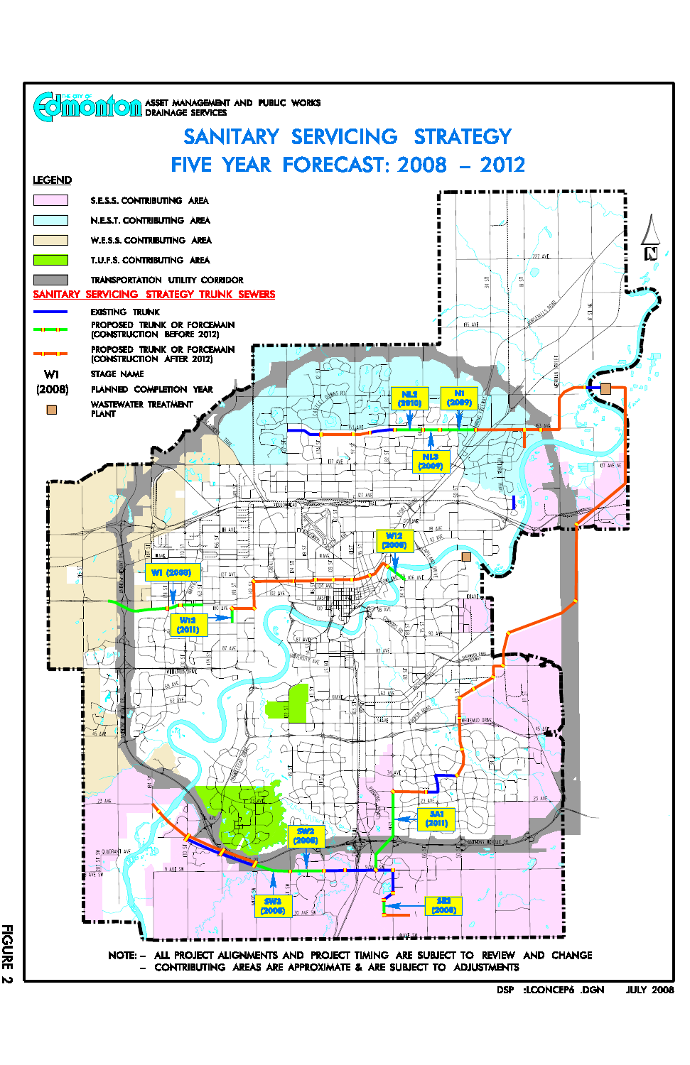THE CITY OF Edmonton

ASSET MANAGEMENT AND PUBLIC WORKS
DRAINAGE SERVICES

# SANITARY SERVICING STRATEGY
# FIVE YEAR FORECAST: 2008 – 2012

LEGEND

S.E.S.S. CONTRIBUTING AREA

N.E.S.T. CONTRIBUTING AREA

W.E.S.S. CONTRIBUTING AREA

T.U.F.S. CONTRIBUTING AREA

TRANSPORTATION UTILITY CORRIDOR

SANITARY SERVICING STRATEGY TRUNK SEWERS

EXISTING TRUNK

PROPOSED TRUNK OR FORCEMAIN (CONSTRUCTION BEFORE 2012)

PROPOSED TRUNK OR FORCEMAIN (CONSTRUCTION AFTER 2012)

W1 STAGE NAME

(2008) PLANNED COMPLETION YEAR

WASTEWATER TREATMENT PLANT

NL2 (2010)

N1 (2009)

NL3 (2009)

W12 (2008)

W1 (2008)

W13 (2011)

SA1 (2011)

SW2 (2008)

SW3 (2008)

SE1 (2008)

NOTE: – ALL PROJECT ALIGNMENTS AND PROJECT TIMING ARE SUBJECT TO REVIEW AND CHANGE
– CONTRIBUTING AREAS ARE APPROXIMATE & ARE SUBJECT TO ADJUSTMENTS

DSP :LCONCEP6 .DGN JULY 2008

FIGURE 2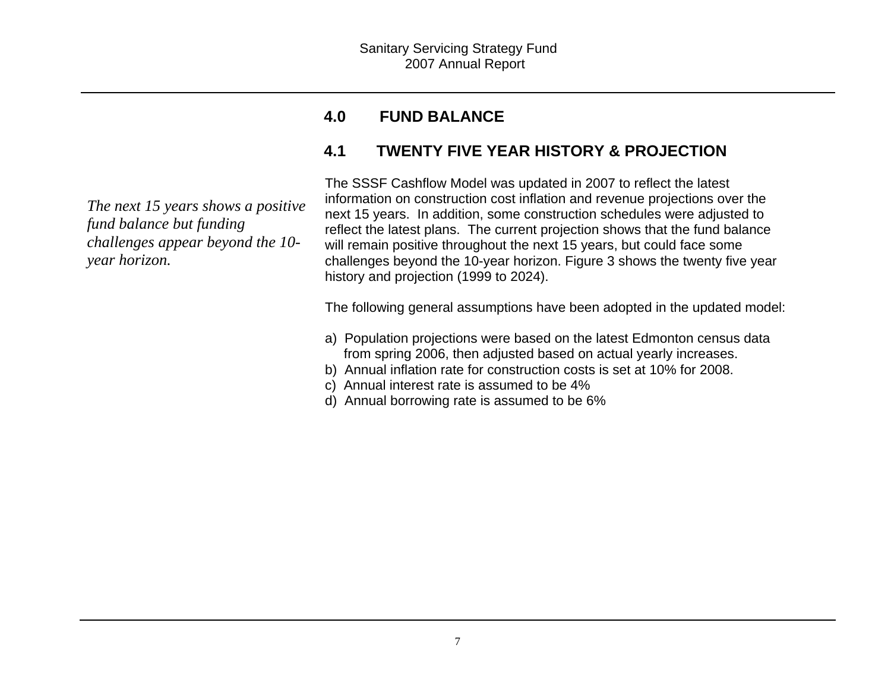## 4.0 FUND BALANCE

### 4.1 TWENTY FIVE YEAR HISTORY & PROJECTION

*The next 15 years shows a positive fund balance but funding challenges appear beyond the 10-year horizon.*

The SSSF Cashflow Model was updated in 2007 to reflect the latest information on construction cost inflation and revenue projections over the next 15 years. In addition, some construction schedules were adjusted to reflect the latest plans. The current projection shows that the fund balance will remain positive throughout the next 15 years, but could face some challenges beyond the 10-year horizon. Figure 3 shows the twenty five year history and projection (1999 to 2024).

The following general assumptions have been adopted in the updated model:

a) Population projections were based on the latest Edmonton census data from spring 2006, then adjusted based on actual yearly increases.
b) Annual inflation rate for construction costs is set at 10% for 2008.
c) Annual interest rate is assumed to be 4%
d) Annual borrowing rate is assumed to be 6%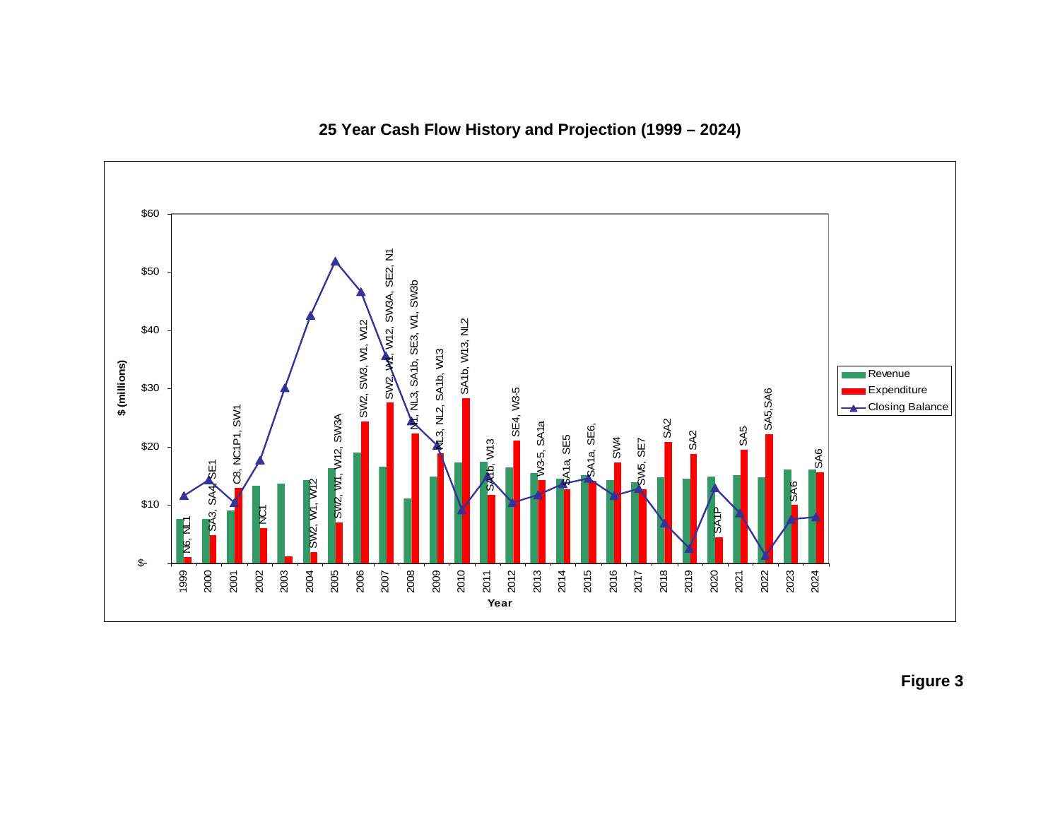## 25 Year Cash Flow History and Projection (1999 – 2024)

$60
$50
$40
$30
$20
$10
$-

$ (millions)

Year

1999 2000 2001 2002 2003 2004 2005 2006 2007 2008 2009 2010 2011 2012 2013 2014 2015 2016 2017 2018 2019 2020 2021 2022 2023 2024

Revenue
Expenditure
Closing Balance

N6, NL1
SA3, SA4, SE1
C8, NC1P1, SW1
NC1
SW2, W1, W12
SW2, W1, W12, SW3A
SW2, SW3, W1, W12
SW2, W1, W12, SW3A, SE2, N1
N1, NL3, SA1b, SE3, W1, SW3b
NL3, NL2, SA1b, W13
SA1b, W13, NL2
SA1b, W13
SE4, W3-5
W3-5, SA1a
SA1a, SE5
SA1a, SE6,
SW4
SW5, SE7
SA2
SA2
SA1P
SA5
SA5,SA6
SA6
SA6

**Figure 3**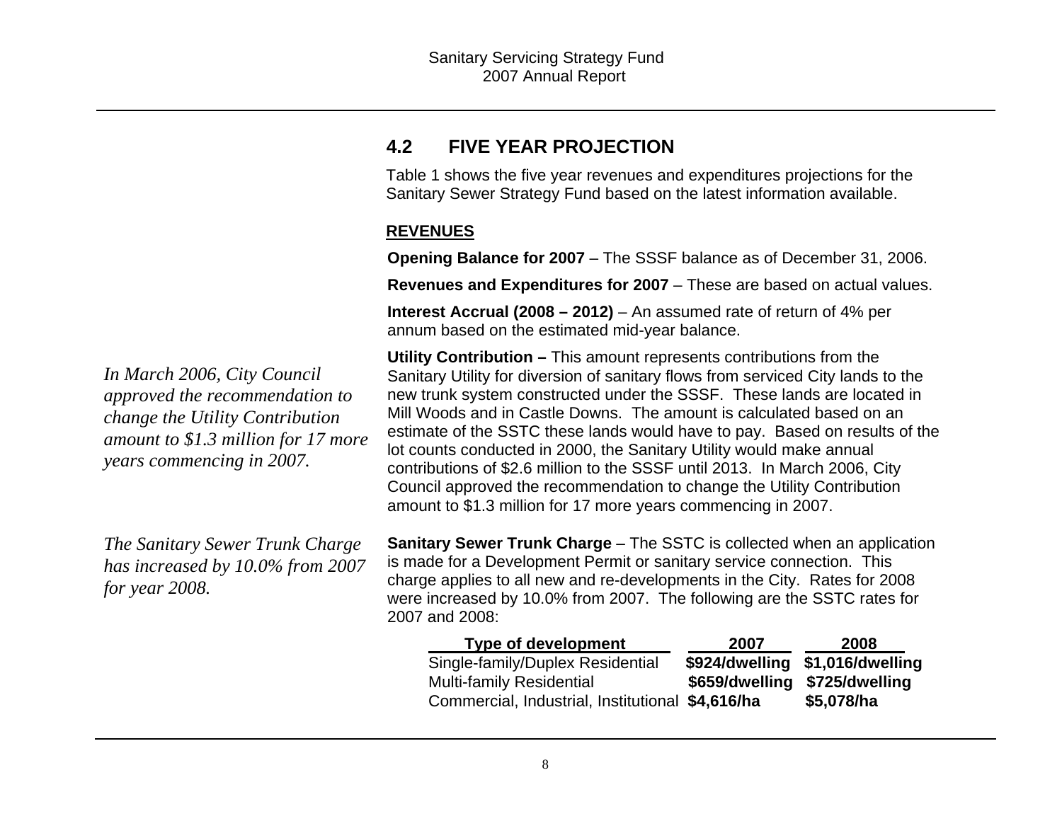## 4.2 FIVE YEAR PROJECTION

Table 1 shows the five year revenues and expenditures projections for the Sanitary Sewer Strategy Fund based on the latest information available.

**REVENUES**

**Opening Balance for 2007** – The SSSF balance as of December 31, 2006.

**Revenues and Expenditures for 2007** – These are based on actual values.

**Interest Accrual (2008 – 2012)** – An assumed rate of return of 4% per annum based on the estimated mid-year balance.

*In March 2006, City Council approved the recommendation to change the Utility Contribution amount to $1.3 million for 17 more years commencing in 2007.*

**Utility Contribution –** This amount represents contributions from the Sanitary Utility for diversion of sanitary flows from serviced City lands to the new trunk system constructed under the SSSF. These lands are located in Mill Woods and in Castle Downs. The amount is calculated based on an estimate of the SSTC these lands would have to pay. Based on results of the lot counts conducted in 2000, the Sanitary Utility would make annual contributions of $2.6 million to the SSSF until 2013. In March 2006, City Council approved the recommendation to change the Utility Contribution amount to $1.3 million for 17 more years commencing in 2007.

*The Sanitary Sewer Trunk Charge has increased by 10.0% from 2007 for year 2008.*

**Sanitary Sewer Trunk Charge** – The SSTC is collected when an application is made for a Development Permit or sanitary service connection. This charge applies to all new and re-developments in the City. Rates for 2008 were increased by 10.0% from 2007. The following are the SSTC rates for 2007 and 2008:

| Type of development | 2007 | 2008 |
|---|---|---|
| Single-family/Duplex Residential | **$924/dwelling** | **$1,016/dwelling** |
| Multi-family Residential | **$659/dwelling** | **$725/dwelling** |
| Commercial, Industrial, Institutional | **$4,616/ha** | **$5,078/ha** |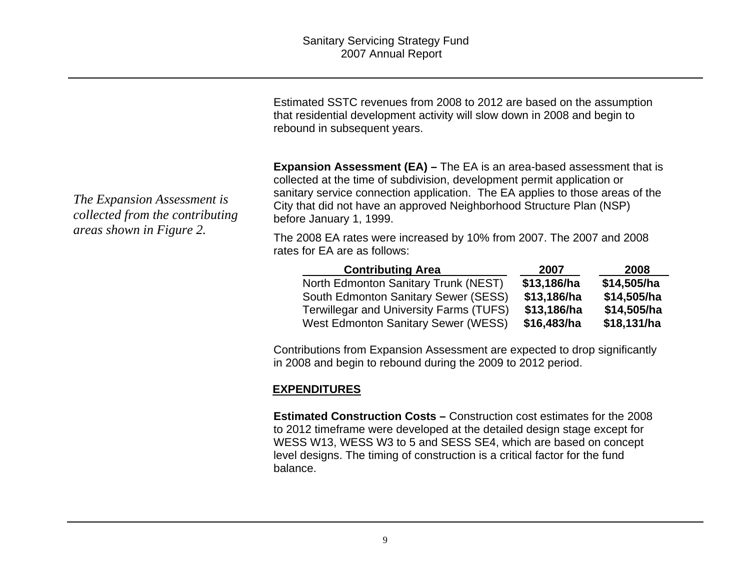Estimated SSTC revenues from 2008 to 2012 are based on the assumption that residential development activity will slow down in 2008 and begin to rebound in subsequent years.

*The Expansion Assessment is collected from the contributing areas shown in Figure 2.*

**Expansion Assessment (EA) –** The EA is an area-based assessment that is collected at the time of subdivision, development permit application or sanitary service connection application. The EA applies to those areas of the City that did not have an approved Neighborhood Structure Plan (NSP) before January 1, 1999.

The 2008 EA rates were increased by 10% from 2007. The 2007 and 2008 rates for EA are as follows:

| Contributing Area | 2007 | 2008 |
|---|---|---|
| North Edmonton Sanitary Trunk (NEST) | **\$13,186/ha** | **\$14,505/ha** |
| South Edmonton Sanitary Sewer (SESS) | **\$13,186/ha** | **\$14,505/ha** |
| Terwillegar and University Farms (TUFS) | **\$13,186/ha** | **\$14,505/ha** |
| West Edmonton Sanitary Sewer (WESS) | **\$16,483/ha** | **\$18,131/ha** |

Contributions from Expansion Assessment are expected to drop significantly in 2008 and begin to rebound during the 2009 to 2012 period.

## EXPENDITURES

**Estimated Construction Costs –** Construction cost estimates for the 2008 to 2012 timeframe were developed at the detailed design stage except for WESS W13, WESS W3 to 5 and SESS SE4, which are based on concept level designs. The timing of construction is a critical factor for the fund balance.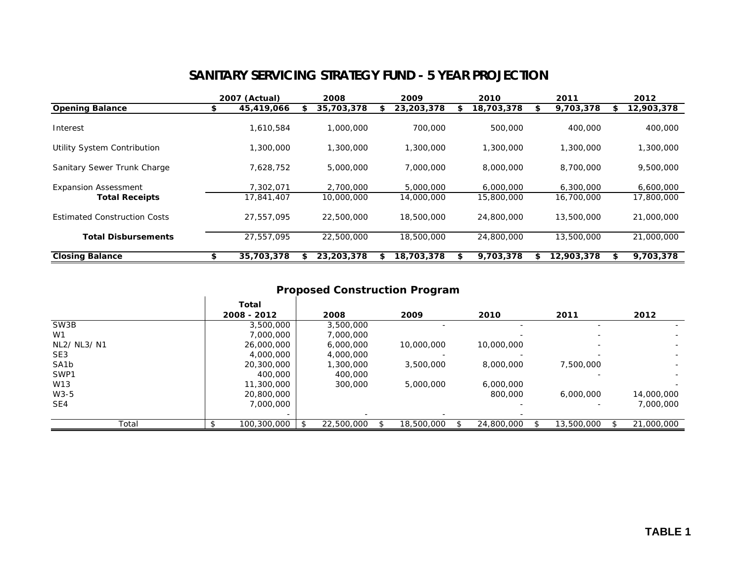# SANITARY SERVICING STRATEGY FUND - 5 YEAR PROJECTION

| | 2007 (Actual) | 2008 | 2009 | 2010 | 2011 | 2012 |
|---|---|---|---|---|---|---|
| **Opening Balance** | **$ 45,419,066** | **$ 35,703,378** | **$ 23,203,378** | **$ 18,703,378** | **$ 9,703,378** | **$ 12,903,378** |
| Interest | 1,610,584 | 1,000,000 | 700,000 | 500,000 | 400,000 | 400,000 |
| Utility System Contribution | 1,300,000 | 1,300,000 | 1,300,000 | 1,300,000 | 1,300,000 | 1,300,000 |
| Sanitary Sewer Trunk Charge | 7,628,752 | 5,000,000 | 7,000,000 | 8,000,000 | 8,700,000 | 9,500,000 |
| Expansion Assessment | 7,302,071 | 2,700,000 | 5,000,000 | 6,000,000 | 6,300,000 | 6,600,000 |
| **Total Receipts** | 17,841,407 | 10,000,000 | 14,000,000 | 15,800,000 | 16,700,000 | 17,800,000 |
| Estimated Construction Costs | 27,557,095 | 22,500,000 | 18,500,000 | 24,800,000 | 13,500,000 | 21,000,000 |
| **Total Disbursements** | 27,557,095 | 22,500,000 | 18,500,000 | 24,800,000 | 13,500,000 | 21,000,000 |
| **Closing Balance** | **$ 35,703,378** | **$ 23,203,378** | **$ 18,703,378** | **$ 9,703,378** | **$ 12,903,378** | **$ 9,703,378** |

## Proposed Construction Program

| | Total 2008 - 2012 | 2008 | 2009 | 2010 | 2011 | 2012 |
|---|---|---|---|---|---|---|
| SW3B | 3,500,000 | 3,500,000 | - | - | - | - |
| W1 | 7,000,000 | 7,000,000 | | - | - | - |
| NL2/ NL3/ N1 | 26,000,000 | 6,000,000 | 10,000,000 | 10,000,000 | - | - |
| SE3 | 4,000,000 | 4,000,000 | - | - | - | - |
| SA1b | 20,300,000 | 1,300,000 | 3,500,000 | 8,000,000 | 7,500,000 | - |
| SWP1 | 400,000 | 400,000 | | | - | - |
| W13 | 11,300,000 | 300,000 | 5,000,000 | 6,000,000 | | - |
| W3-5 | 20,800,000 | | | 800,000 | 6,000,000 | 14,000,000 |
| SE4 | 7,000,000 | | | - | - | 7,000,000 |
| | - | - | - | - | | |
| Total | $ 100,300,000 | $ 22,500,000 | $ 18,500,000 | $ 24,800,000 | $ 13,500,000 | $ 21,000,000 |

**TABLE 1**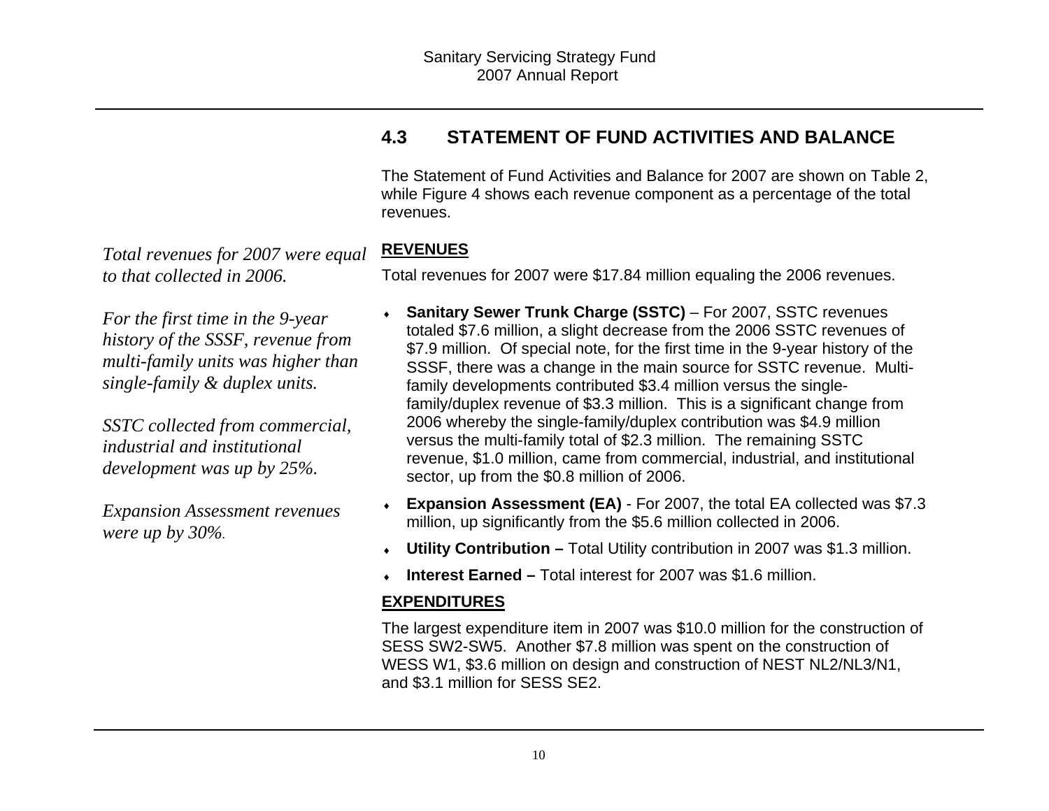## 4.3 STATEMENT OF FUND ACTIVITIES AND BALANCE

The Statement of Fund Activities and Balance for 2007 are shown on Table 2, while Figure 4 shows each revenue component as a percentage of the total revenues.

*Total revenues for 2007 were equal to that collected in 2006.*

*For the first time in the 9-year history of the SSSF, revenue from multi-family units was higher than single-family & duplex units.*

*SSTC collected from commercial, industrial and institutional development was up by 25%.*

*Expansion Assessment revenues were up by 30%.*

### REVENUES

Total revenues for 2007 were $17.84 million equaling the 2006 revenues.

- **Sanitary Sewer Trunk Charge (SSTC)** – For 2007, SSTC revenues totaled $7.6 million, a slight decrease from the 2006 SSTC revenues of $7.9 million. Of special note, for the first time in the 9-year history of the SSSF, there was a change in the main source for SSTC revenue. Multi-family developments contributed $3.4 million versus the single-family/duplex revenue of $3.3 million. This is a significant change from 2006 whereby the single-family/duplex contribution was $4.9 million versus the multi-family total of $2.3 million. The remaining SSTC revenue, $1.0 million, came from commercial, industrial, and institutional sector, up from the $0.8 million of 2006.
- **Expansion Assessment (EA)** - For 2007, the total EA collected was $7.3 million, up significantly from the $5.6 million collected in 2006.
- **Utility Contribution –** Total Utility contribution in 2007 was $1.3 million.
- **Interest Earned –** Total interest for 2007 was $1.6 million.

### EXPENDITURES

The largest expenditure item in 2007 was $10.0 million for the construction of SESS SW2-SW5. Another $7.8 million was spent on the construction of WESS W1, $3.6 million on design and construction of NEST NL2/NL3/N1, and $3.1 million for SESS SE2.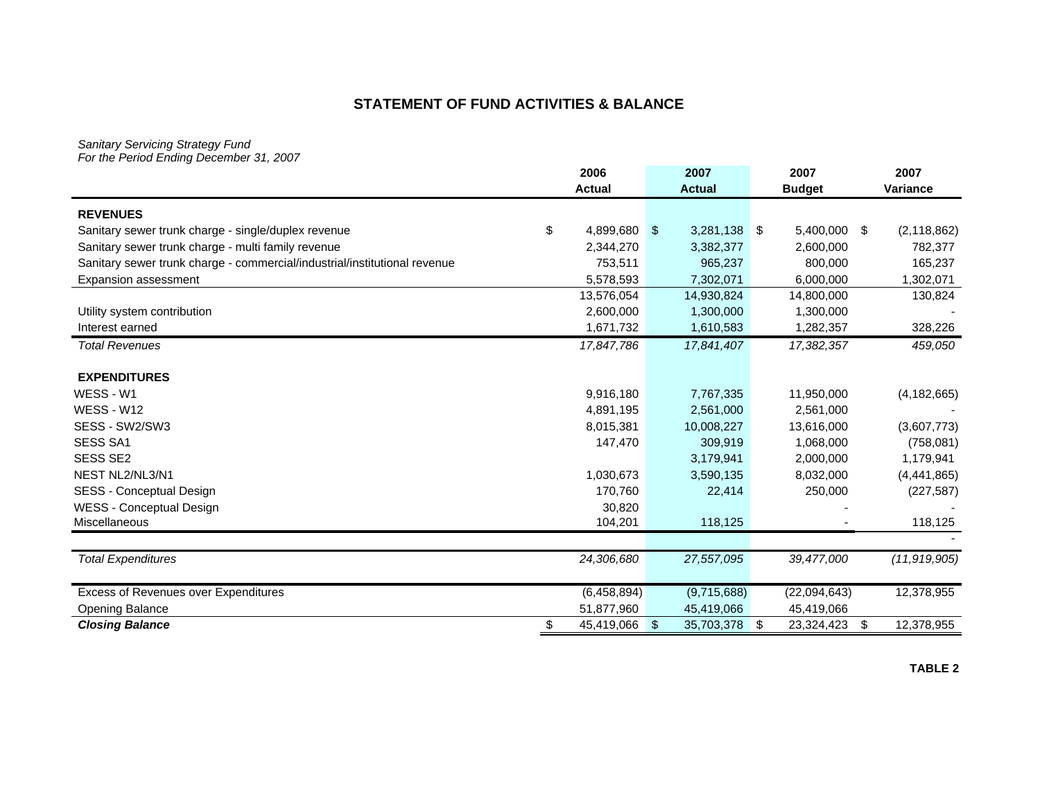## STATEMENT OF FUND ACTIVITIES & BALANCE

*Sanitary Servicing Strategy Fund*
*For the Period Ending December 31, 2007*

| | 2006 Actual | 2007 Actual | 2007 Budget | 2007 Variance |
|---|---|---|---|---|
| **REVENUES** | | | | |
| Sanitary sewer trunk charge - single/duplex revenue | $ 4,899,680 | $ 3,281,138 | $ 5,400,000 | $ (2,118,862) |
| Sanitary sewer trunk charge - multi family revenue | 2,344,270 | 3,382,377 | 2,600,000 | 782,377 |
| Sanitary sewer trunk charge - commercial/industrial/institutional revenue | 753,511 | 965,237 | 800,000 | 165,237 |
| Expansion assessment | 5,578,593 | 7,302,071 | 6,000,000 | 1,302,071 |
| | 13,576,054 | 14,930,824 | 14,800,000 | 130,824 |
| Utility system contribution | 2,600,000 | 1,300,000 | 1,300,000 | - |
| Interest earned | 1,671,732 | 1,610,583 | 1,282,357 | 328,226 |
| *Total Revenues* | *17,847,786* | *17,841,407* | *17,382,357* | *459,050* |
| **EXPENDITURES** | | | | |
| WESS - W1 | 9,916,180 | 7,767,335 | 11,950,000 | (4,182,665) |
| WESS - W12 | 4,891,195 | 2,561,000 | 2,561,000 | - |
| SESS - SW2/SW3 | 8,015,381 | 10,008,227 | 13,616,000 | (3,607,773) |
| SESS SA1 | 147,470 | 309,919 | 1,068,000 | (758,081) |
| SESS SE2 | | 3,179,941 | 2,000,000 | 1,179,941 |
| NEST NL2/NL3/N1 | 1,030,673 | 3,590,135 | 8,032,000 | (4,441,865) |
| SESS - Conceptual Design | 170,760 | 22,414 | 250,000 | (227,587) |
| WESS - Conceptual Design | 30,820 | | - | - |
| Miscellaneous | 104,201 | 118,125 | - | 118,125 |
| | | | | - |
| *Total Expenditures* | *24,306,680* | *27,557,095* | *39,477,000* | *(11,919,905)* |
| Excess of Revenues over Expenditures | (6,458,894) | (9,715,688) | (22,094,643) | 12,378,955 |
| Opening Balance | 51,877,960 | 45,419,066 | 45,419,066 | |
| ***Closing Balance*** | $ 45,419,066 | $ 35,703,378 | $ 23,324,423 | $ 12,378,955 |

**TABLE 2**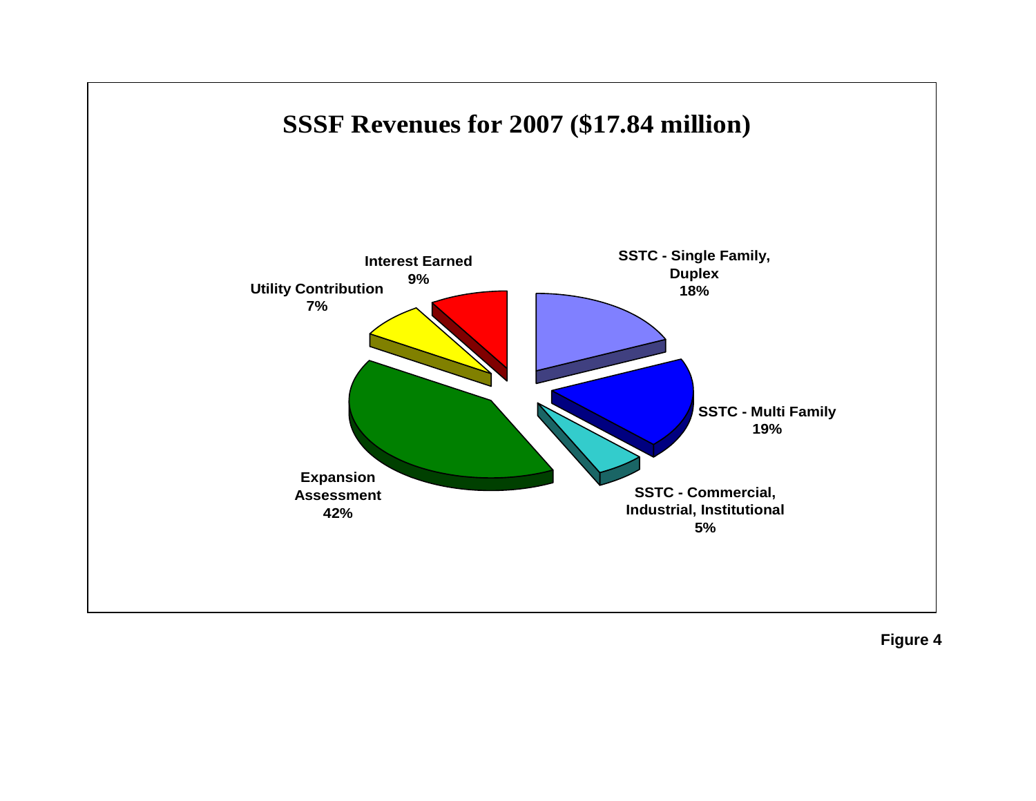**SSSF Revenues for 2007 ($17.84 million)**

Interest Earned
9%

Utility Contribution
7%

SSTC - Single Family, Duplex
18%

SSTC - Multi Family
19%

SSTC - Commercial, Industrial, Institutional
5%

Expansion Assessment
42%

Figure 4